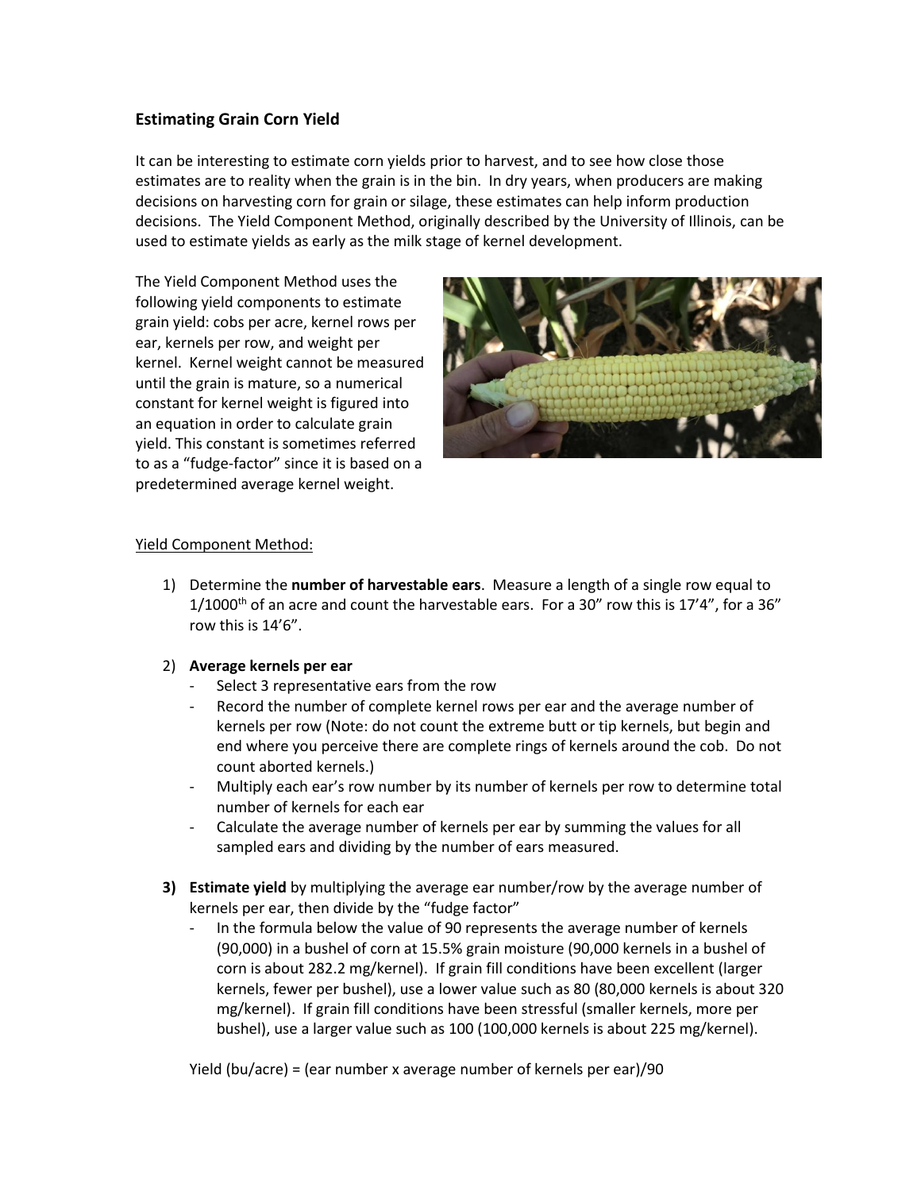## Estimating Grain Corn Yield

It can be interesting to estimate corn yields prior to harvest, and to see how close those estimates are to reality when the grain is in the bin. In dry years, when producers are making decisions on harvesting corn for grain or silage, these estimates can help inform production decisions. The Yield Component Method, originally described by the University of Illinois, can be used to estimate yields as early as the milk stage of kernel development.

The Yield Component Method uses the following yield components to estimate grain yield: cobs per acre, kernel rows per ear, kernels per row, and weight per kernel. Kernel weight cannot be measured until the grain is mature, so a numerical constant for kernel weight is figured into an equation in order to calculate grain yield. This constant is sometimes referred to as a "fudge-factor" since it is based on a predetermined average kernel weight.

<u>Yield Component Method:</u>

1) Determine the **number of harvestable ears**. Measure a length of a single row equal to 1/1000th of an acre and count the harvestable ears. For a 30" row this is 17'4", for a 36" row this is 14'6".

2) **Average kernels per ear**
   - Select 3 representative ears from the row
   - Record the number of complete kernel rows per ear and the average number of kernels per row (Note: do not count the extreme butt or tip kernels, but begin and end where you perceive there are complete rings of kernels around the cob. Do not count aborted kernels.)
   - Multiply each ear's row number by its number of kernels per row to determine total number of kernels for each ear
   - Calculate the average number of kernels per ear by summing the values for all sampled ears and dividing by the number of ears measured.

3) **Estimate yield** by multiplying the average ear number/row by the average number of kernels per ear, then divide by the "fudge factor"
   - In the formula below the value of 90 represents the average number of kernels (90,000) in a bushel of corn at 15.5% grain moisture (90,000 kernels in a bushel of corn is about 282.2 mg/kernel). If grain fill conditions have been excellent (larger kernels, fewer per bushel), use a lower value such as 80 (80,000 kernels is about 320 mg/kernel). If grain fill conditions have been stressful (smaller kernels, more per bushel), use a larger value such as 100 (100,000 kernels is about 225 mg/kernel).

   Yield (bu/acre) = (ear number x average number of kernels per ear)/90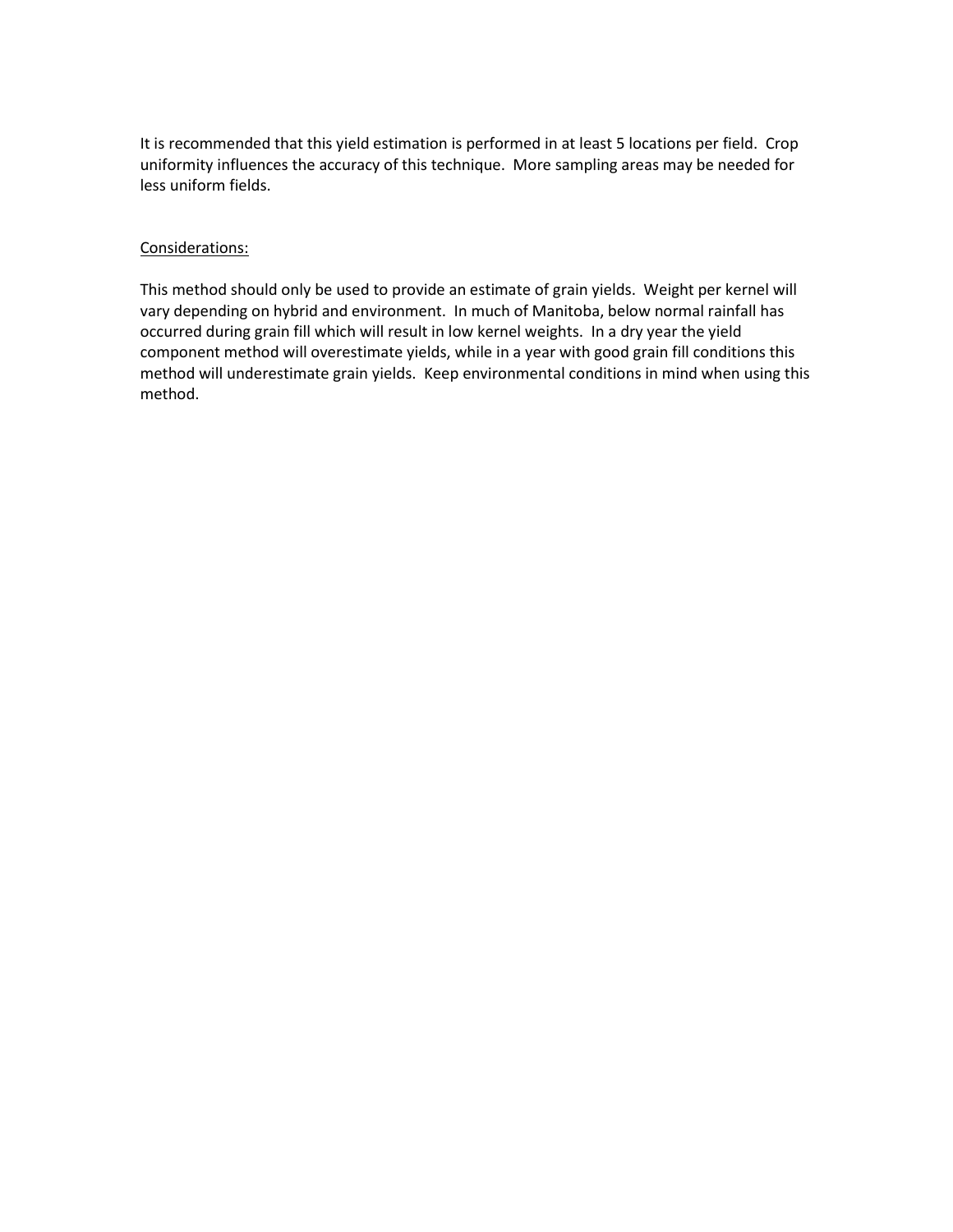It is recommended that this yield estimation is performed in at least 5 locations per field. Crop uniformity influences the accuracy of this technique. More sampling areas may be needed for less uniform fields.

<u>Considerations:</u>

This method should only be used to provide an estimate of grain yields. Weight per kernel will vary depending on hybrid and environment. In much of Manitoba, below normal rainfall has occurred during grain fill which will result in low kernel weights. In a dry year the yield component method will overestimate yields, while in a year with good grain fill conditions this method will underestimate grain yields. Keep environmental conditions in mind when using this method.